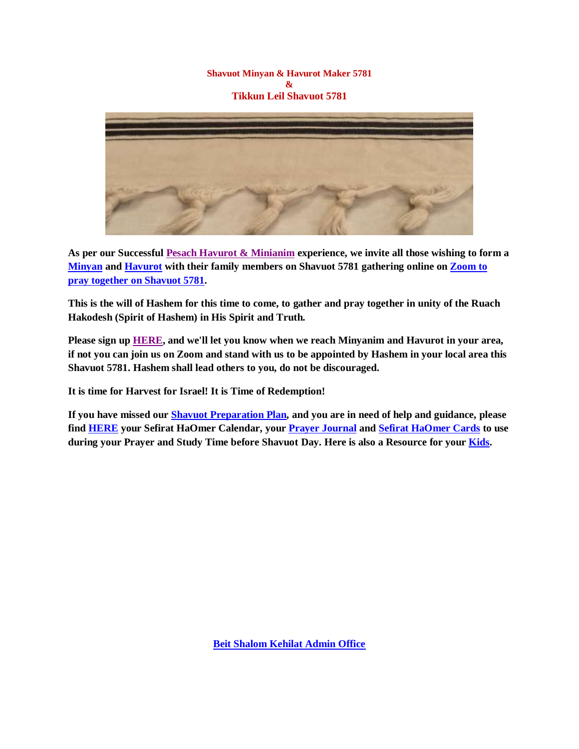**Shavuot Minyan & Havurot Maker 5781**
**&**
**Tikkun Leil Shavuot 5781**

**As per our Successful Pesach Havurot & Minianim experience, we invite all those wishing to form a Minyan and Havurot with their family members on Shavuot 5781 gathering online on Zoom to pray together on Shavuot 5781.**

**This is the will of Hashem for this time to come, to gather and pray together in unity of the Ruach Hakodesh (Spirit of Hashem) in His Spirit and Truth.**

**Please sign up HERE, and we'll let you know when we reach Minyanim and Havurot in your area, if not you can join us on Zoom and stand with us to be appointed by Hashem in your local area this Shavuot 5781. Hashem shall lead others to you, do not be discouraged.**

**It is time for Harvest for Israel! It is Time of Redemption!**

**If you have missed our Shavuot Preparation Plan, and you are in need of help and guidance, please find HERE your Sefirat HaOmer Calendar, your Prayer Journal and Sefirat HaOmer Cards to use during your Prayer and Study Time before Shavuot Day. Here is also a Resource for your Kids.**

**Beit Shalom Kehilat Admin Office**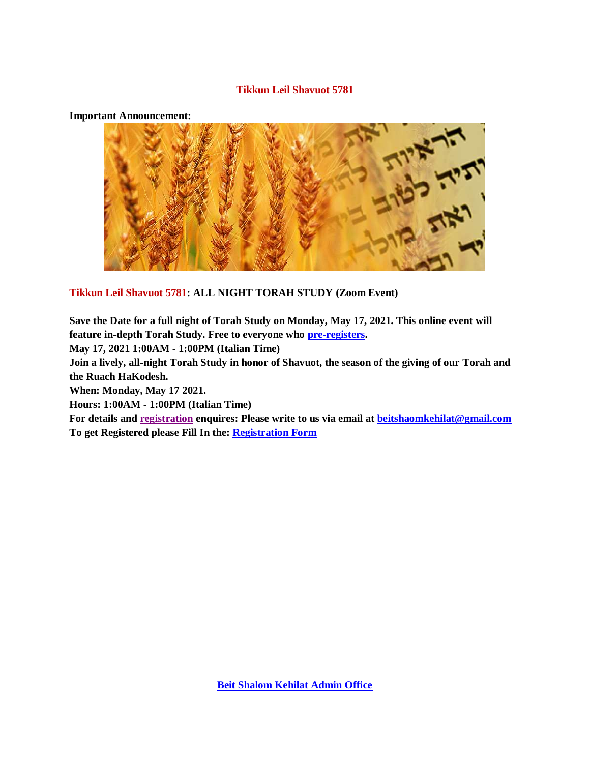## Tikkun Leil Shavuot 5781

**Important Announcement:**

**Tikkun Leil Shavuot 5781: ALL NIGHT TORAH STUDY (Zoom Event)**

**Save the Date for a full night of Torah Study on Monday, May 17, 2021. This online event will feature in-depth Torah Study. Free to everyone who pre-registers.**

**May 17, 2021 1:00AM - 1:00PM (Italian Time)**

**Join a lively, all-night Torah Study in honor of Shavuot, the season of the giving of our Torah and the Ruach HaKodesh.**

**When: Monday, May 17 2021.**

**Hours: 1:00AM - 1:00PM (Italian Time)**

**For details and registration enquires: Please write to us via email at beitshaomkehilat@gmail.com**

**To get Registered please Fill In the: Registration Form**

**Beit Shalom Kehilat Admin Office**